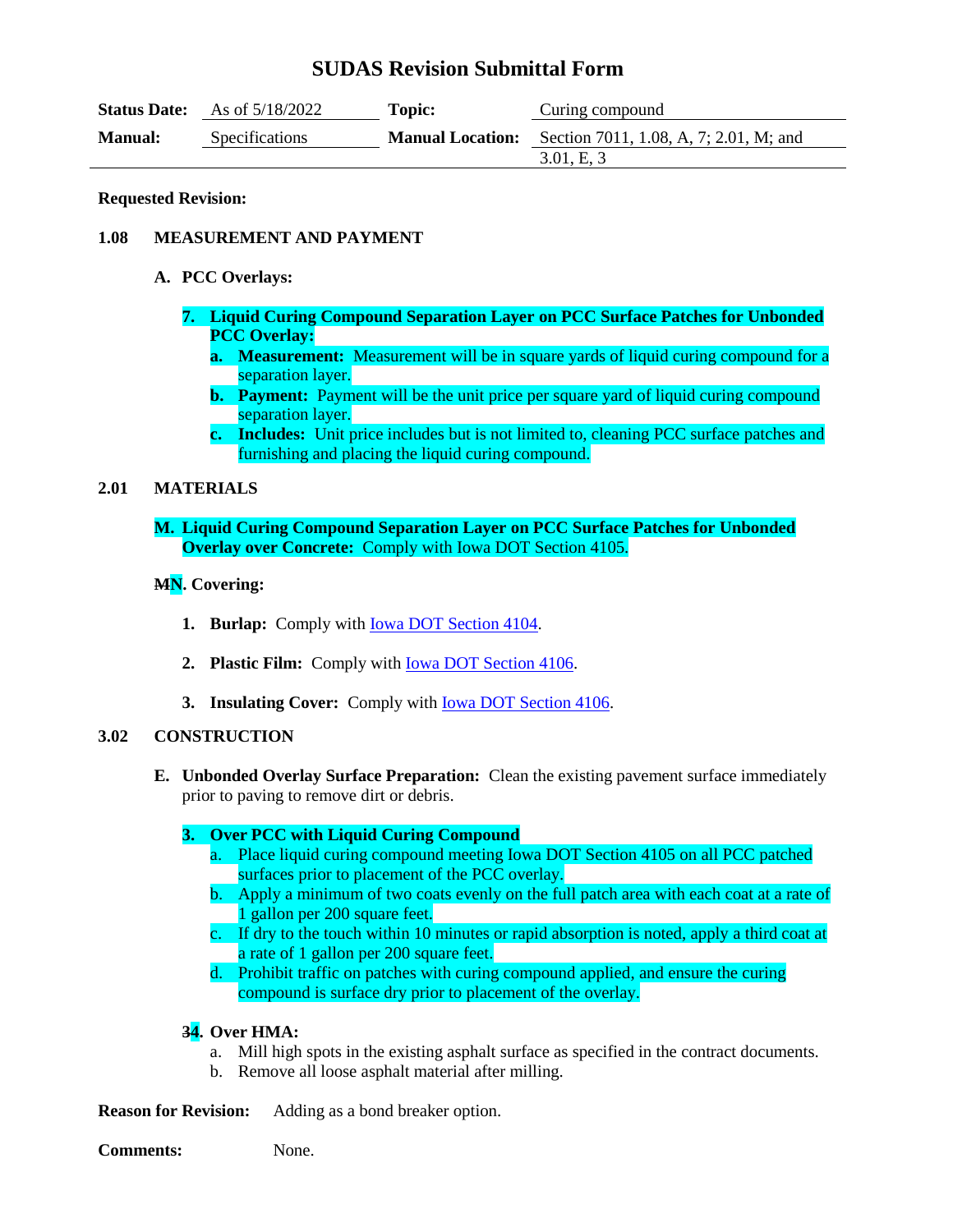# SUDAS Revision Submittal Form

| | | | |
|---|---|---|---|
| **Status Date:** | As of 5/18/2022 | **Topic:** | Curing compound |
| **Manual:** | Specifications | **Manual Location:** | Section 7011, 1.08, A, 7; 2.01, M; and 3.01, E, 3 |

**Requested Revision:**

**1.08 MEASUREMENT AND PAYMENT**

**A. PCC Overlays:**

**7. Liquid Curing Compound Separation Layer on PCC Surface Patches for Unbonded PCC Overlay:**

- **a. Measurement:** Measurement will be in square yards of liquid curing compound for a separation layer.
- **b. Payment:** Payment will be the unit price per square yard of liquid curing compound separation layer.
- **c. Includes:** Unit price includes but is not limited to, cleaning PCC surface patches and furnishing and placing the liquid curing compound.

**2.01 MATERIALS**

**M. Liquid Curing Compound Separation Layer on PCC Surface Patches for Unbonded Overlay over Concrete:** Comply with Iowa DOT Section 4105.

**~~M~~N. Covering:**

1. **Burlap:** Comply with Iowa DOT Section 4104.
2. **Plastic Film:** Comply with Iowa DOT Section 4106.
3. **Insulating Cover:** Comply with Iowa DOT Section 4106.

**3.02 CONSTRUCTION**

**E. Unbonded Overlay Surface Preparation:** Clean the existing pavement surface immediately prior to paving to remove dirt or debris.

**3. Over PCC with Liquid Curing Compound**

- a. Place liquid curing compound meeting Iowa DOT Section 4105 on all PCC patched surfaces prior to placement of the PCC overlay.
- b. Apply a minimum of two coats evenly on the full patch area with each coat at a rate of 1 gallon per 200 square feet.
- c. If dry to the touch within 10 minutes or rapid absorption is noted, apply a third coat at a rate of 1 gallon per 200 square feet.
- d. Prohibit traffic on patches with curing compound applied, and ensure the curing compound is surface dry prior to placement of the overlay.

**~~3~~4. Over HMA:**

- a. Mill high spots in the existing asphalt surface as specified in the contract documents.
- b. Remove all loose asphalt material after milling.

**Reason for Revision:** Adding as a bond breaker option.

**Comments:** None.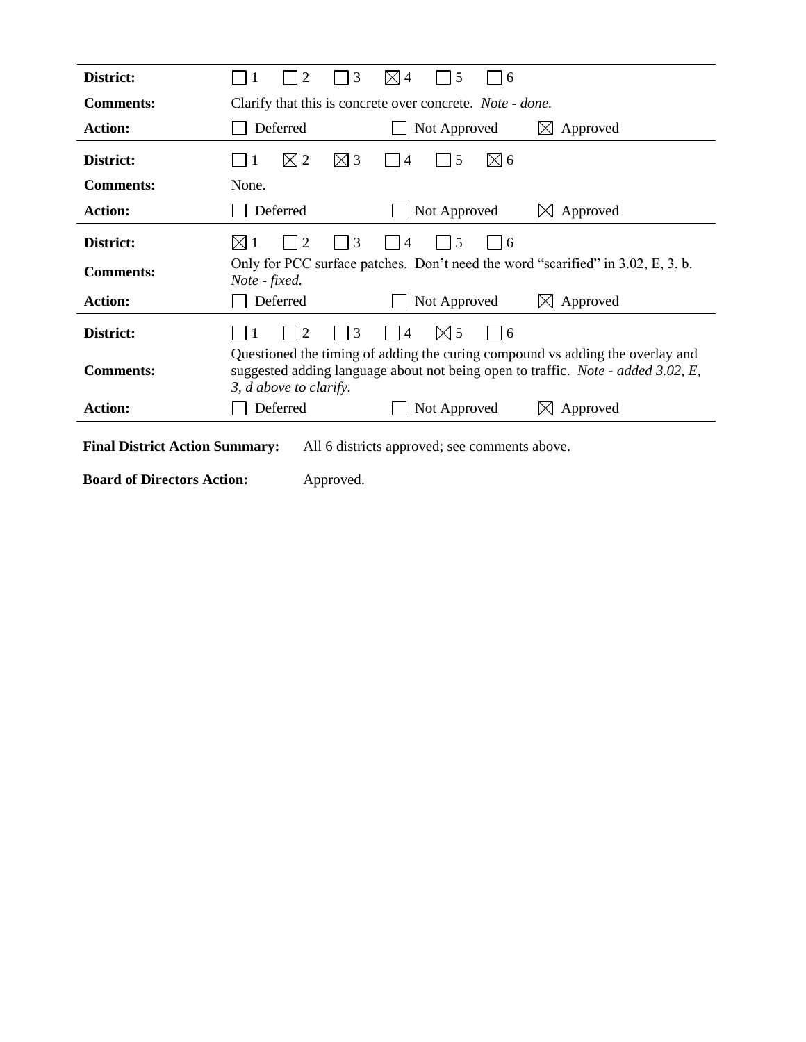| | |
|---|---|
| **District:** | ☐ 1 ☐ 2 ☐ 3 ☒ 4 ☐ 5 ☐ 6 |
| **Comments:** | Clarify that this is concrete over concrete. *Note - done.* |
| **Action:** | ☐ Deferred ☐ Not Approved ☒ Approved |
| **District:** | ☐ 1 ☒ 2 ☒ 3 ☐ 4 ☐ 5 ☒ 6 |
| **Comments:** | None. |
| **Action:** | ☐ Deferred ☐ Not Approved ☒ Approved |
| **District:** | ☒ 1 ☐ 2 ☐ 3 ☐ 4 ☐ 5 ☐ 6 |
| **Comments:** | Only for PCC surface patches. Don't need the word "scarified" in 3.02, E, 3, b. *Note - fixed.* |
| **Action:** | ☐ Deferred ☐ Not Approved ☒ Approved |
| **District:** | ☐ 1 ☐ 2 ☐ 3 ☐ 4 ☒ 5 ☐ 6 |
| **Comments:** | Questioned the timing of adding the curing compound vs adding the overlay and suggested adding language about not being open to traffic. *Note - added 3.02, E, 3, d above to clarify.* |
| **Action:** | ☐ Deferred ☐ Not Approved ☒ Approved |

**Final District Action Summary:** All 6 districts approved; see comments above.

**Board of Directors Action:** Approved.